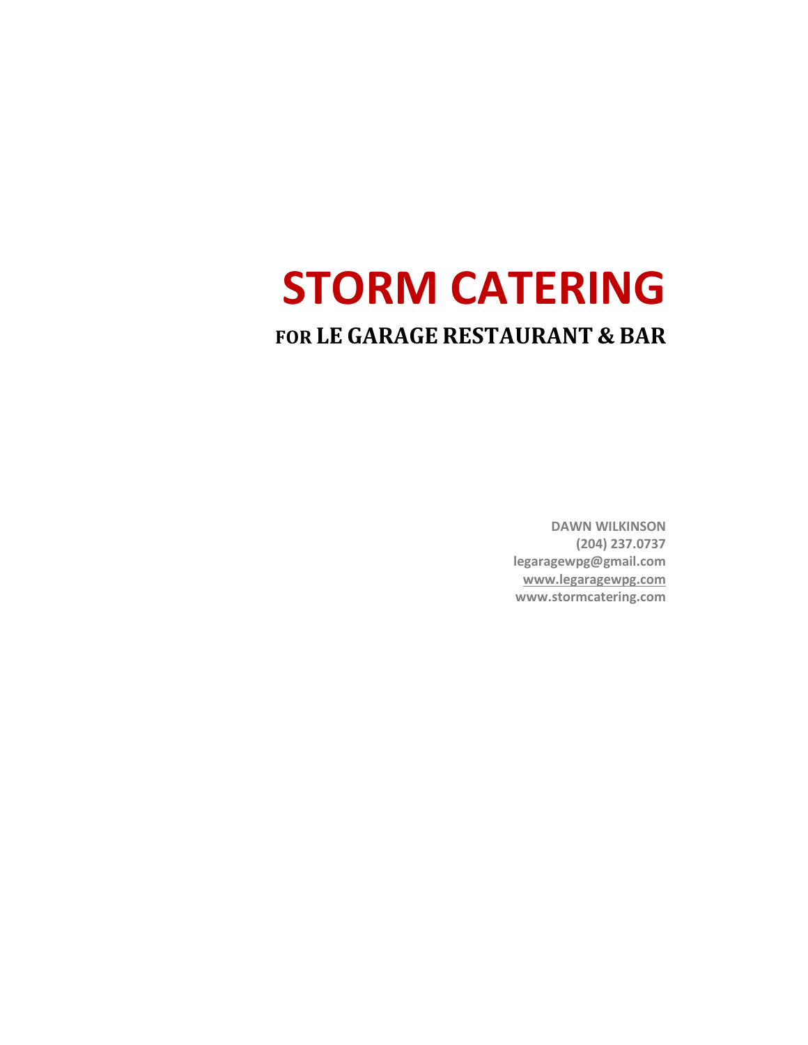# STORM CATERING

## FOR LE GARAGE RESTAURANT & BAR

**DAWN WILKINSON**
**(204) 237.0737**
**legaragewpg@gmail.com**
**www.legaragewpg.com**
**www.stormcatering.com**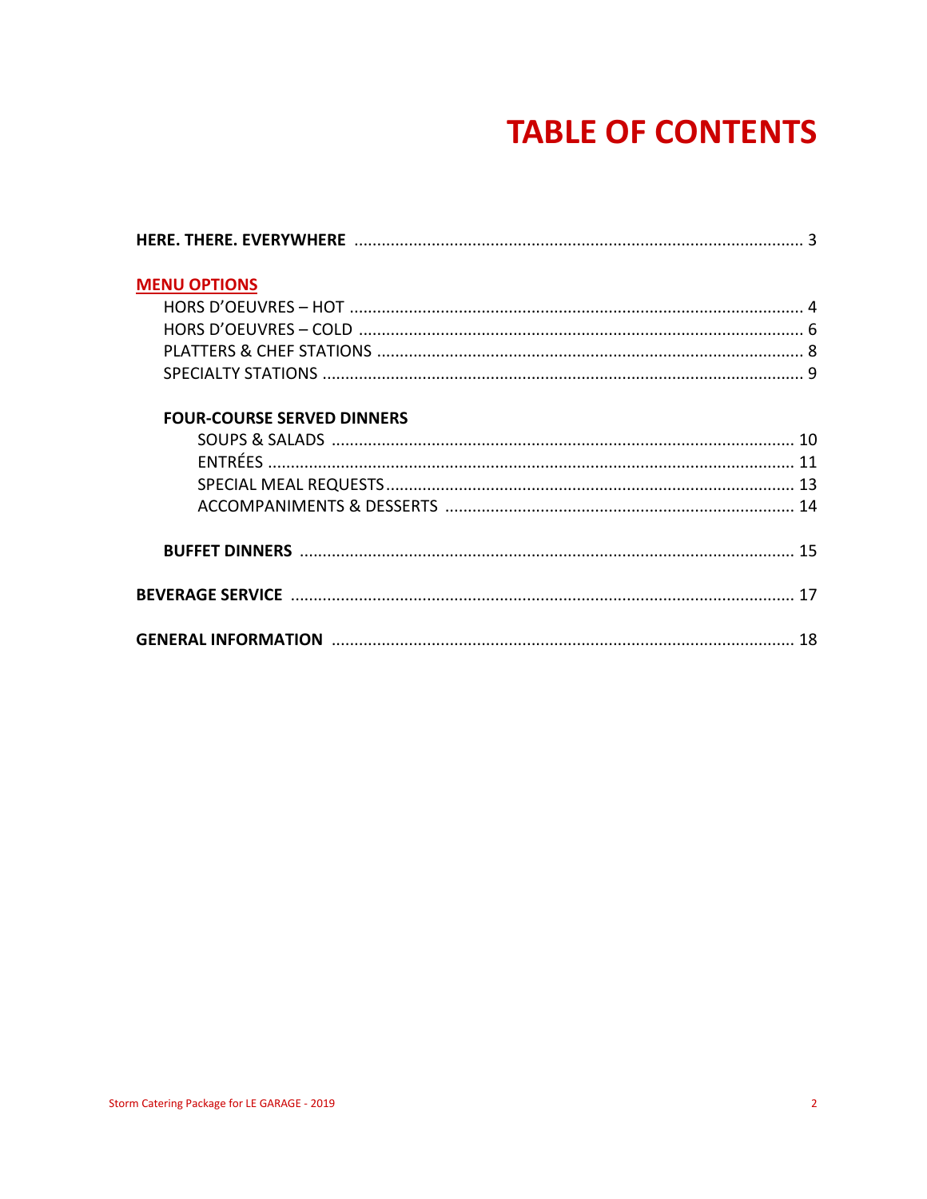# TABLE OF CONTENTS

**HERE. THERE. EVERYWHERE** ........................................ 3

**MENU OPTIONS**

- HORS D'OEUVRES – HOT ........................................ 4
- HORS D'OEUVRES – COLD ........................................ 6
- PLATTERS & CHEF STATIONS ........................................ 8
- SPECIALTY STATIONS ........................................ 9

**FOUR-COURSE SERVED DINNERS**

- SOUPS & SALADS ........................................ 10
- ENTRÉES ........................................ 11
- SPECIAL MEAL REQUESTS ........................................ 13
- ACCOMPANIMENTS & DESSERTS ........................................ 14

**BUFFET DINNERS** ........................................ 15

**BEVERAGE SERVICE** ........................................ 17

**GENERAL INFORMATION** ........................................ 18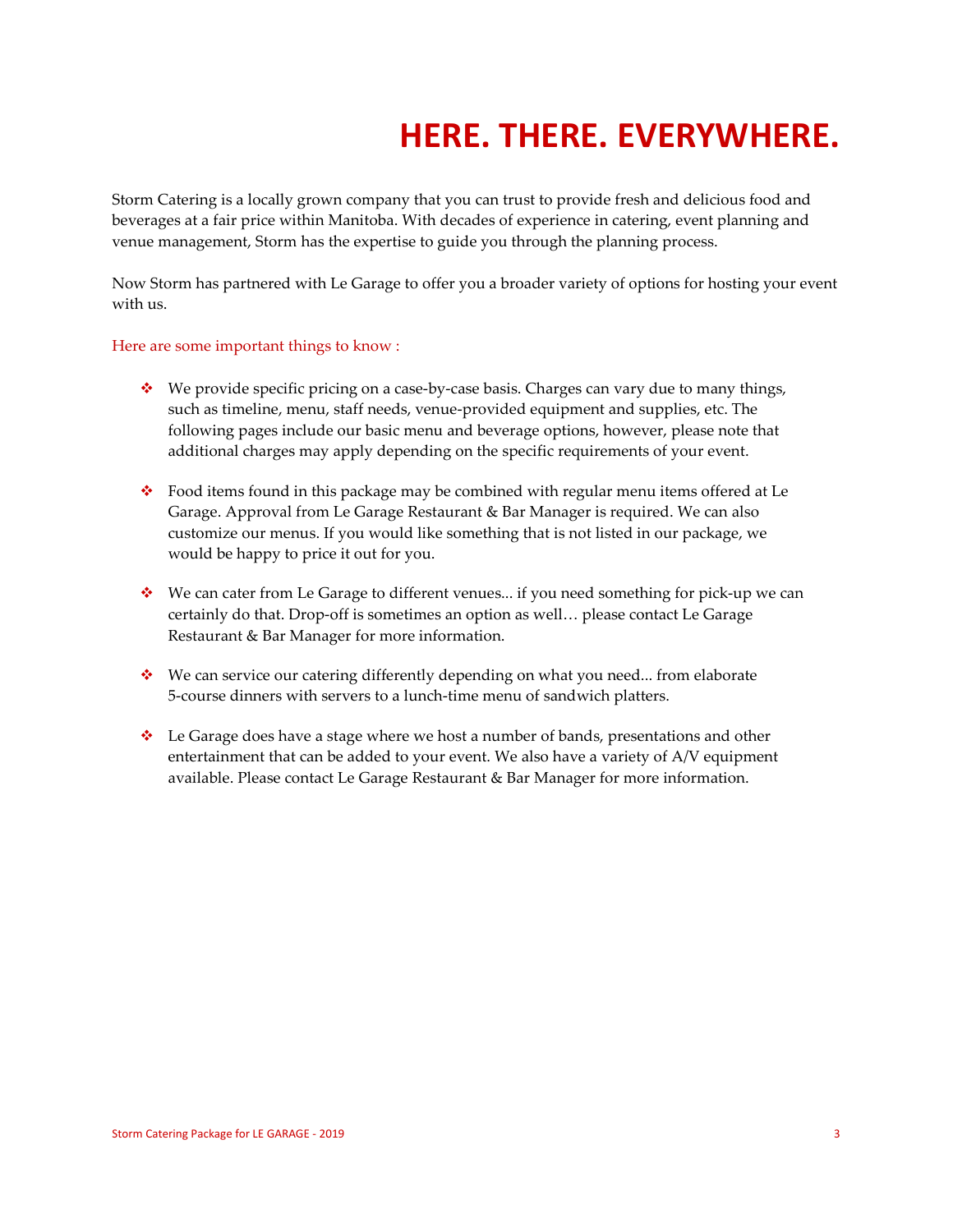# HERE. THERE. EVERYWHERE.

Storm Catering is a locally grown company that you can trust to provide fresh and delicious food and beverages at a fair price within Manitoba. With decades of experience in catering, event planning and venue management, Storm has the expertise to guide you through the planning process.

Now Storm has partnered with Le Garage to offer you a broader variety of options for hosting your event with us.

Here are some important things to know :

- We provide specific pricing on a case-by-case basis. Charges can vary due to many things, such as timeline, menu, staff needs, venue-provided equipment and supplies, etc. The following pages include our basic menu and beverage options, however, please note that additional charges may apply depending on the specific requirements of your event.

- Food items found in this package may be combined with regular menu items offered at Le Garage. Approval from Le Garage Restaurant & Bar Manager is required. We can also customize our menus. If you would like something that is not listed in our package, we would be happy to price it out for you.

- We can cater from Le Garage to different venues... if you need something for pick-up we can certainly do that. Drop-off is sometimes an option as well… please contact Le Garage Restaurant & Bar Manager for more information.

- We can service our catering differently depending on what you need... from elaborate 5-course dinners with servers to a lunch-time menu of sandwich platters.

- Le Garage does have a stage where we host a number of bands, presentations and other entertainment that can be added to your event. We also have a variety of A/V equipment available. Please contact Le Garage Restaurant & Bar Manager for more information.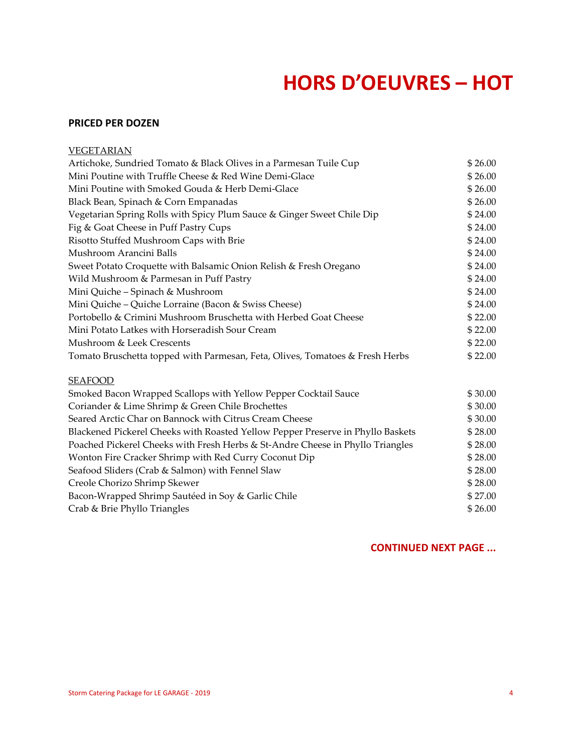# HORS D'OEUVRES – HOT

**PRICED PER DOZEN**

<u>VEGETARIAN</u>

| Item | Price |
|---|---|
| Artichoke, Sundried Tomato & Black Olives in a Parmesan Tuile Cup | $ 26.00 |
| Mini Poutine with Truffle Cheese & Red Wine Demi-Glace | $ 26.00 |
| Mini Poutine with Smoked Gouda & Herb Demi-Glace | $ 26.00 |
| Black Bean, Spinach & Corn Empanadas | $ 26.00 |
| Vegetarian Spring Rolls with Spicy Plum Sauce & Ginger Sweet Chile Dip | $ 24.00 |
| Fig & Goat Cheese in Puff Pastry Cups | $ 24.00 |
| Risotto Stuffed Mushroom Caps with Brie | $ 24.00 |
| Mushroom Arancini Balls | $ 24.00 |
| Sweet Potato Croquette with Balsamic Onion Relish & Fresh Oregano | $ 24.00 |
| Wild Mushroom & Parmesan in Puff Pastry | $ 24.00 |
| Mini Quiche – Spinach & Mushroom | $ 24.00 |
| Mini Quiche – Quiche Lorraine (Bacon & Swiss Cheese) | $ 24.00 |
| Portobello & Crimini Mushroom Bruschetta with Herbed Goat Cheese | $ 22.00 |
| Mini Potato Latkes with Horseradish Sour Cream | $ 22.00 |
| Mushroom & Leek Crescents | $ 22.00 |
| Tomato Bruschetta topped with Parmesan, Feta, Olives, Tomatoes & Fresh Herbs | $ 22.00 |

<u>SEAFOOD</u>

| Item | Price |
|---|---|
| Smoked Bacon Wrapped Scallops with Yellow Pepper Cocktail Sauce | $ 30.00 |
| Coriander & Lime Shrimp & Green Chile Brochettes | $ 30.00 |
| Seared Arctic Char on Bannock with Citrus Cream Cheese | $ 30.00 |
| Blackened Pickerel Cheeks with Roasted Yellow Pepper Preserve in Phyllo Baskets | $ 28.00 |
| Poached Pickerel Cheeks with Fresh Herbs & St-Andre Cheese in Phyllo Triangles | $ 28.00 |
| Wonton Fire Cracker Shrimp with Red Curry Coconut Dip | $ 28.00 |
| Seafood Sliders (Crab & Salmon) with Fennel Slaw | $ 28.00 |
| Creole Chorizo Shrimp Skewer | $ 28.00 |
| Bacon-Wrapped Shrimp Sautéed in Soy & Garlic Chile | $ 27.00 |
| Crab & Brie Phyllo Triangles | $ 26.00 |

**CONTINUED NEXT PAGE ...**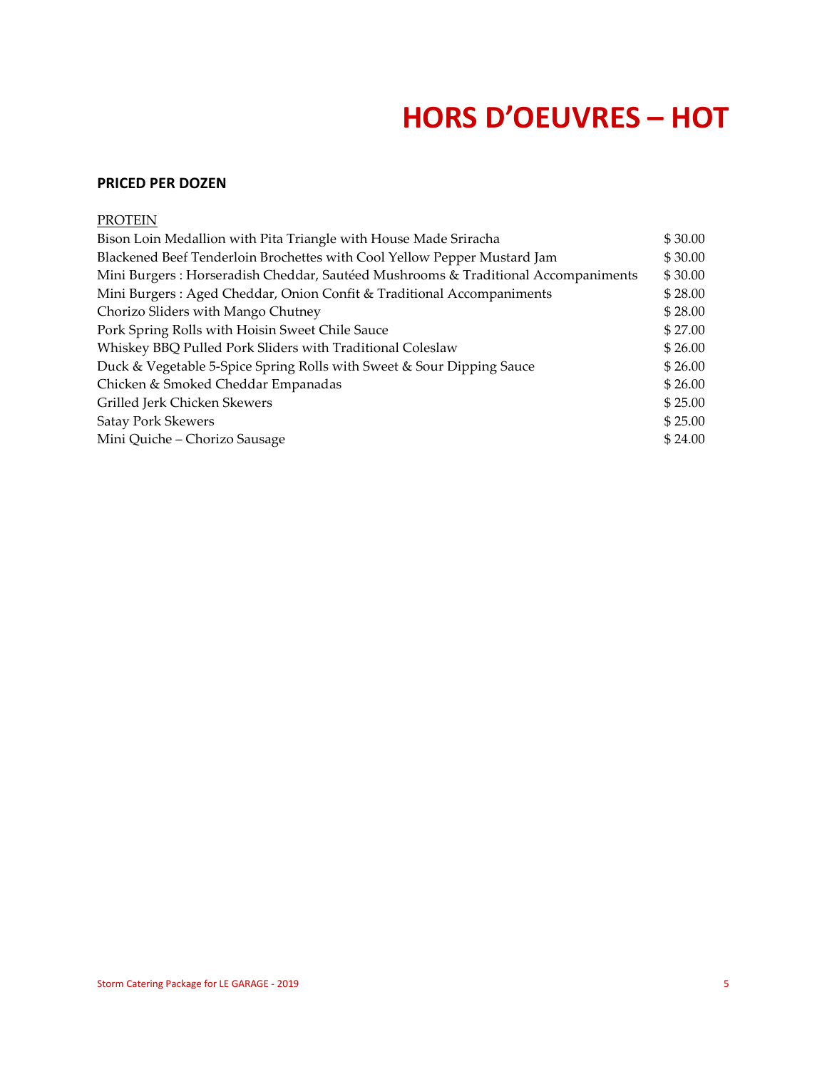# HORS D'OEUVRES – HOT

**PRICED PER DOZEN**

PROTEIN

| | |
|---|---|
| Bison Loin Medallion with Pita Triangle with House Made Sriracha | $ 30.00 |
| Blackened Beef Tenderloin Brochettes with Cool Yellow Pepper Mustard Jam | $ 30.00 |
| Mini Burgers : Horseradish Cheddar, Sautéed Mushrooms & Traditional Accompaniments | $ 30.00 |
| Mini Burgers : Aged Cheddar, Onion Confit & Traditional Accompaniments | $ 28.00 |
| Chorizo Sliders with Mango Chutney | $ 28.00 |
| Pork Spring Rolls with Hoisin Sweet Chile Sauce | $ 27.00 |
| Whiskey BBQ Pulled Pork Sliders with Traditional Coleslaw | $ 26.00 |
| Duck & Vegetable 5-Spice Spring Rolls with Sweet & Sour Dipping Sauce | $ 26.00 |
| Chicken & Smoked Cheddar Empanadas | $ 26.00 |
| Grilled Jerk Chicken Skewers | $ 25.00 |
| Satay Pork Skewers | $ 25.00 |
| Mini Quiche – Chorizo Sausage | $ 24.00 |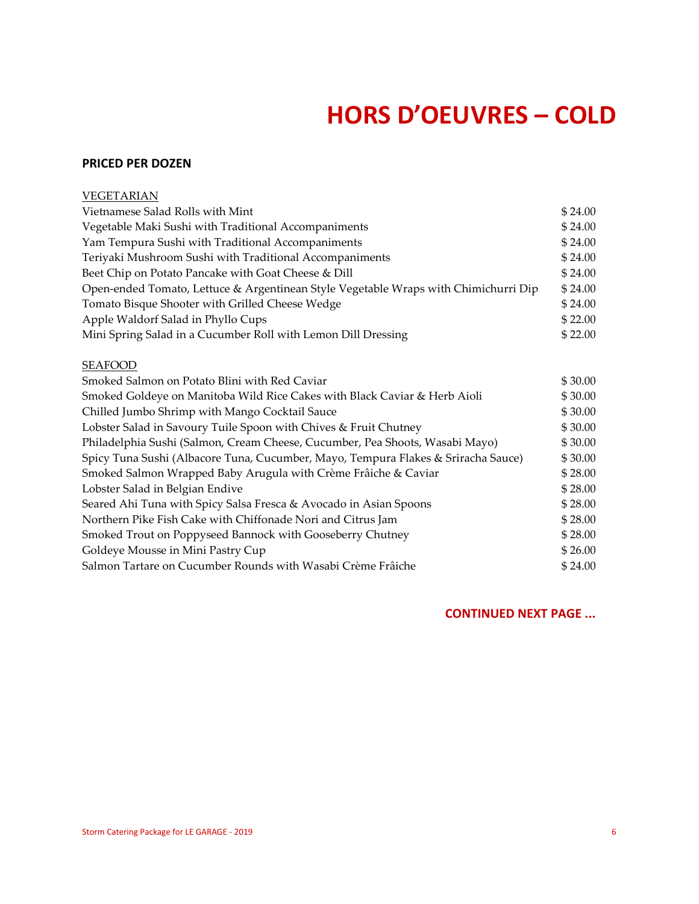# HORS D'OEUVRES – COLD

**PRICED PER DOZEN**

VEGETARIAN

| | |
|---|---|
| Vietnamese Salad Rolls with Mint | $ 24.00 |
| Vegetable Maki Sushi with Traditional Accompaniments | $ 24.00 |
| Yam Tempura Sushi with Traditional Accompaniments | $ 24.00 |
| Teriyaki Mushroom Sushi with Traditional Accompaniments | $ 24.00 |
| Beet Chip on Potato Pancake with Goat Cheese & Dill | $ 24.00 |
| Open-ended Tomato, Lettuce & Argentinean Style Vegetable Wraps with Chimichurri Dip | $ 24.00 |
| Tomato Bisque Shooter with Grilled Cheese Wedge | $ 24.00 |
| Apple Waldorf Salad in Phyllo Cups | $ 22.00 |
| Mini Spring Salad in a Cucumber Roll with Lemon Dill Dressing | $ 22.00 |

SEAFOOD

| | |
|---|---|
| Smoked Salmon on Potato Blini with Red Caviar | $ 30.00 |
| Smoked Goldeye on Manitoba Wild Rice Cakes with Black Caviar & Herb Aioli | $ 30.00 |
| Chilled Jumbo Shrimp with Mango Cocktail Sauce | $ 30.00 |
| Lobster Salad in Savoury Tuile Spoon with Chives & Fruit Chutney | $ 30.00 |
| Philadelphia Sushi (Salmon, Cream Cheese, Cucumber, Pea Shoots, Wasabi Mayo) | $ 30.00 |
| Spicy Tuna Sushi (Albacore Tuna, Cucumber, Mayo, Tempura Flakes & Sriracha Sauce) | $ 30.00 |
| Smoked Salmon Wrapped Baby Arugula with Crème Frâiche & Caviar | $ 28.00 |
| Lobster Salad in Belgian Endive | $ 28.00 |
| Seared Ahi Tuna with Spicy Salsa Fresca & Avocado in Asian Spoons | $ 28.00 |
| Northern Pike Fish Cake with Chiffonade Nori and Citrus Jam | $ 28.00 |
| Smoked Trout on Poppyseed Bannock with Gooseberry Chutney | $ 28.00 |
| Goldeye Mousse in Mini Pastry Cup | $ 26.00 |
| Salmon Tartare on Cucumber Rounds with Wasabi Crème Frâiche | $ 24.00 |

**CONTINUED NEXT PAGE ...**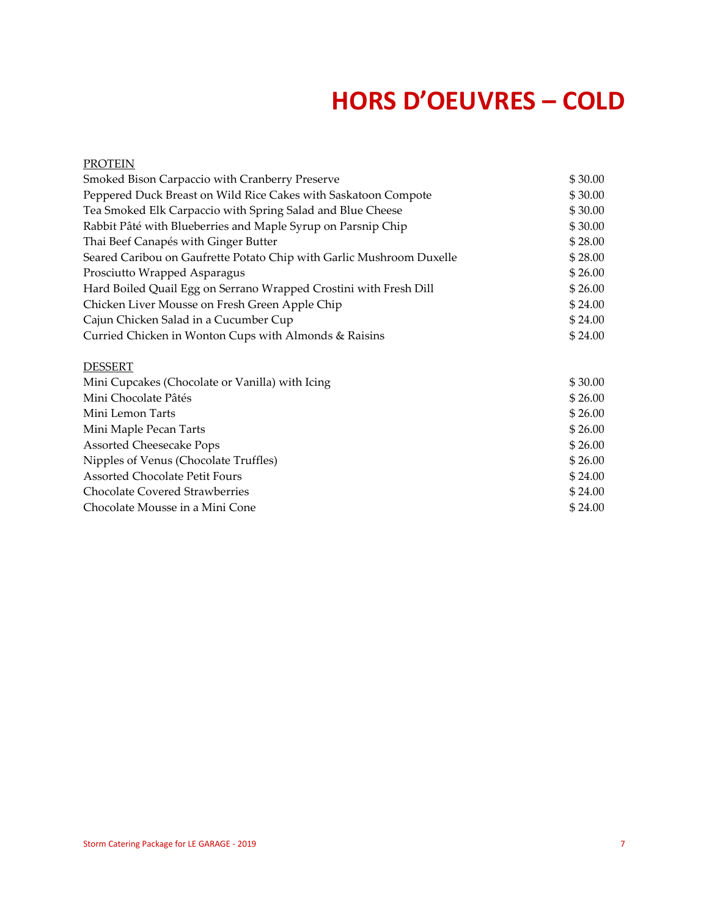# HORS D'OEUVRES – COLD

<u>PROTEIN</u>

| | |
|---|---|
| Smoked Bison Carpaccio with Cranberry Preserve | $ 30.00 |
| Peppered Duck Breast on Wild Rice Cakes with Saskatoon Compote | $ 30.00 |
| Tea Smoked Elk Carpaccio with Spring Salad and Blue Cheese | $ 30.00 |
| Rabbit Pâté with Blueberries and Maple Syrup on Parsnip Chip | $ 30.00 |
| Thai Beef Canapés with Ginger Butter | $ 28.00 |
| Seared Caribou on Gaufrette Potato Chip with Garlic Mushroom Duxelle | $ 28.00 |
| Prosciutto Wrapped Asparagus | $ 26.00 |
| Hard Boiled Quail Egg on Serrano Wrapped Crostini with Fresh Dill | $ 26.00 |
| Chicken Liver Mousse on Fresh Green Apple Chip | $ 24.00 |
| Cajun Chicken Salad in a Cucumber Cup | $ 24.00 |
| Curried Chicken in Wonton Cups with Almonds & Raisins | $ 24.00 |

<u>DESSERT</u>

| | |
|---|---|
| Mini Cupcakes (Chocolate or Vanilla) with Icing | $ 30.00 |
| Mini Chocolate Pâtés | $ 26.00 |
| Mini Lemon Tarts | $ 26.00 |
| Mini Maple Pecan Tarts | $ 26.00 |
| Assorted Cheesecake Pops | $ 26.00 |
| Nipples of Venus (Chocolate Truffles) | $ 26.00 |
| Assorted Chocolate Petit Fours | $ 24.00 |
| Chocolate Covered Strawberries | $ 24.00 |
| Chocolate Mousse in a Mini Cone | $ 24.00 |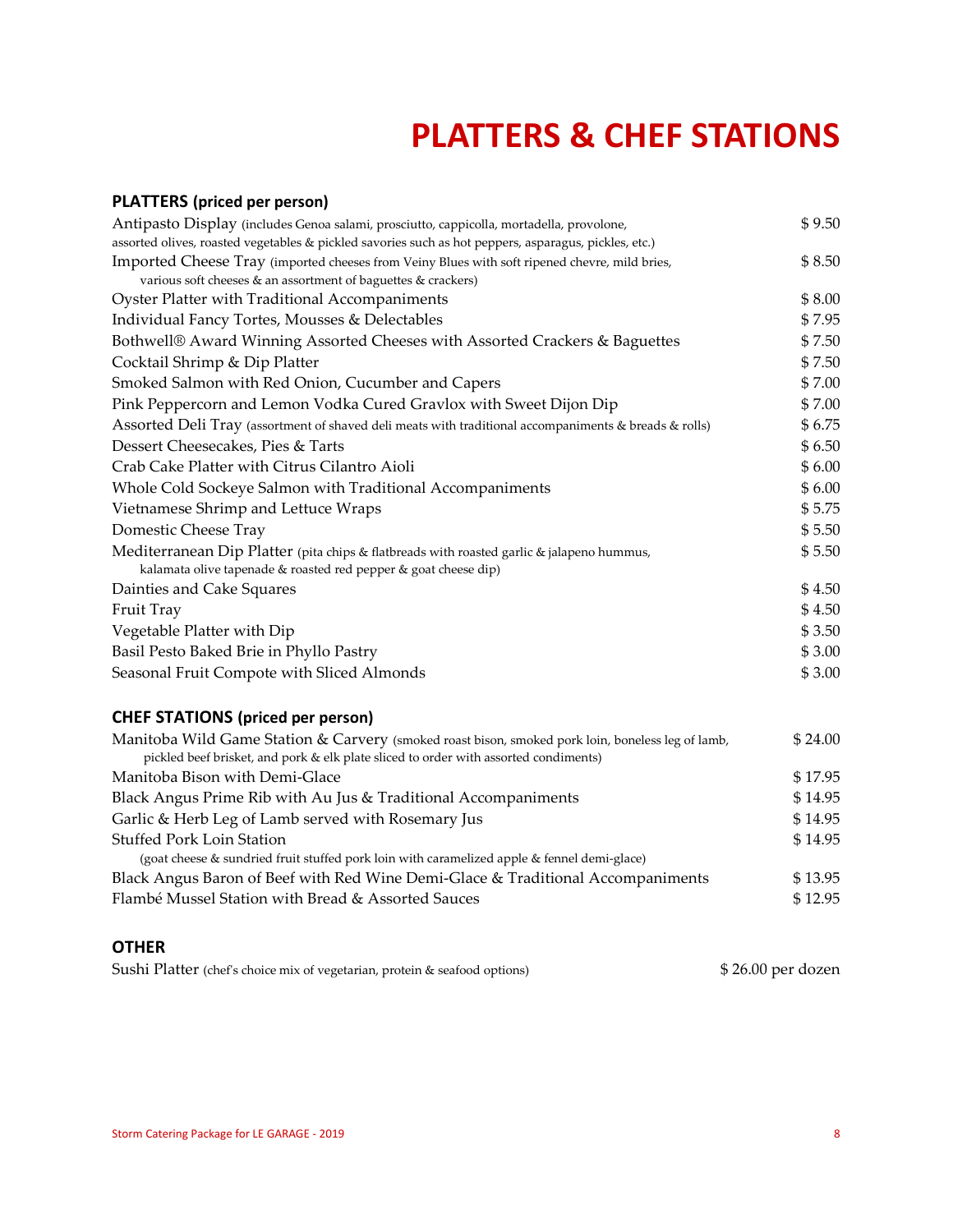# PLATTERS & CHEF STATIONS

## PLATTERS (priced per person)

| Item | Price |
|---|---|
| Antipasto Display (includes Genoa salami, prosciutto, cappicolla, mortadella, provolone, assorted olives, roasted vegetables & pickled savories such as hot peppers, asparagus, pickles, etc.) | $ 9.50 |
| Imported Cheese Tray (imported cheeses from Veiny Blues with soft ripened chevre, mild bries, various soft cheeses & an assortment of baguettes & crackers) | $ 8.50 |
| Oyster Platter with Traditional Accompaniments | $ 8.00 |
| Individual Fancy Tortes, Mousses & Delectables | $ 7.95 |
| Bothwell® Award Winning Assorted Cheeses with Assorted Crackers & Baguettes | $ 7.50 |
| Cocktail Shrimp & Dip Platter | $ 7.50 |
| Smoked Salmon with Red Onion, Cucumber and Capers | $ 7.00 |
| Pink Peppercorn and Lemon Vodka Cured Gravlox with Sweet Dijon Dip | $ 7.00 |
| Assorted Deli Tray (assortment of shaved deli meats with traditional accompaniments & breads & rolls) | $ 6.75 |
| Dessert Cheesecakes, Pies & Tarts | $ 6.50 |
| Crab Cake Platter with Citrus Cilantro Aioli | $ 6.00 |
| Whole Cold Sockeye Salmon with Traditional Accompaniments | $ 6.00 |
| Vietnamese Shrimp and Lettuce Wraps | $ 5.75 |
| Domestic Cheese Tray | $ 5.50 |
| Mediterranean Dip Platter (pita chips & flatbreads with roasted garlic & jalapeno hummus, kalamata olive tapenade & roasted red pepper & goat cheese dip) | $ 5.50 |
| Dainties and Cake Squares | $ 4.50 |
| Fruit Tray | $ 4.50 |
| Vegetable Platter with Dip | $ 3.50 |
| Basil Pesto Baked Brie in Phyllo Pastry | $ 3.00 |
| Seasonal Fruit Compote with Sliced Almonds | $ 3.00 |

## CHEF STATIONS (priced per person)

| Item | Price |
|---|---|
| Manitoba Wild Game Station & Carvery (smoked roast bison, smoked pork loin, boneless leg of lamb, pickled beef brisket, and pork & elk plate sliced to order with assorted condiments) | $ 24.00 |
| Manitoba Bison with Demi-Glace | $ 17.95 |
| Black Angus Prime Rib with Au Jus & Traditional Accompaniments | $ 14.95 |
| Garlic & Herb Leg of Lamb served with Rosemary Jus | $ 14.95 |
| Stuffed Pork Loin Station (goat cheese & sundried fruit stuffed pork loin with caramelized apple & fennel demi-glace) | $ 14.95 |
| Black Angus Baron of Beef with Red Wine Demi-Glace & Traditional Accompaniments | $ 13.95 |
| Flambé Mussel Station with Bread & Assorted Sauces | $ 12.95 |

## OTHER

| Item | Price |
|---|---|
| Sushi Platter (chef's choice mix of vegetarian, protein & seafood options) | $ 26.00 per dozen |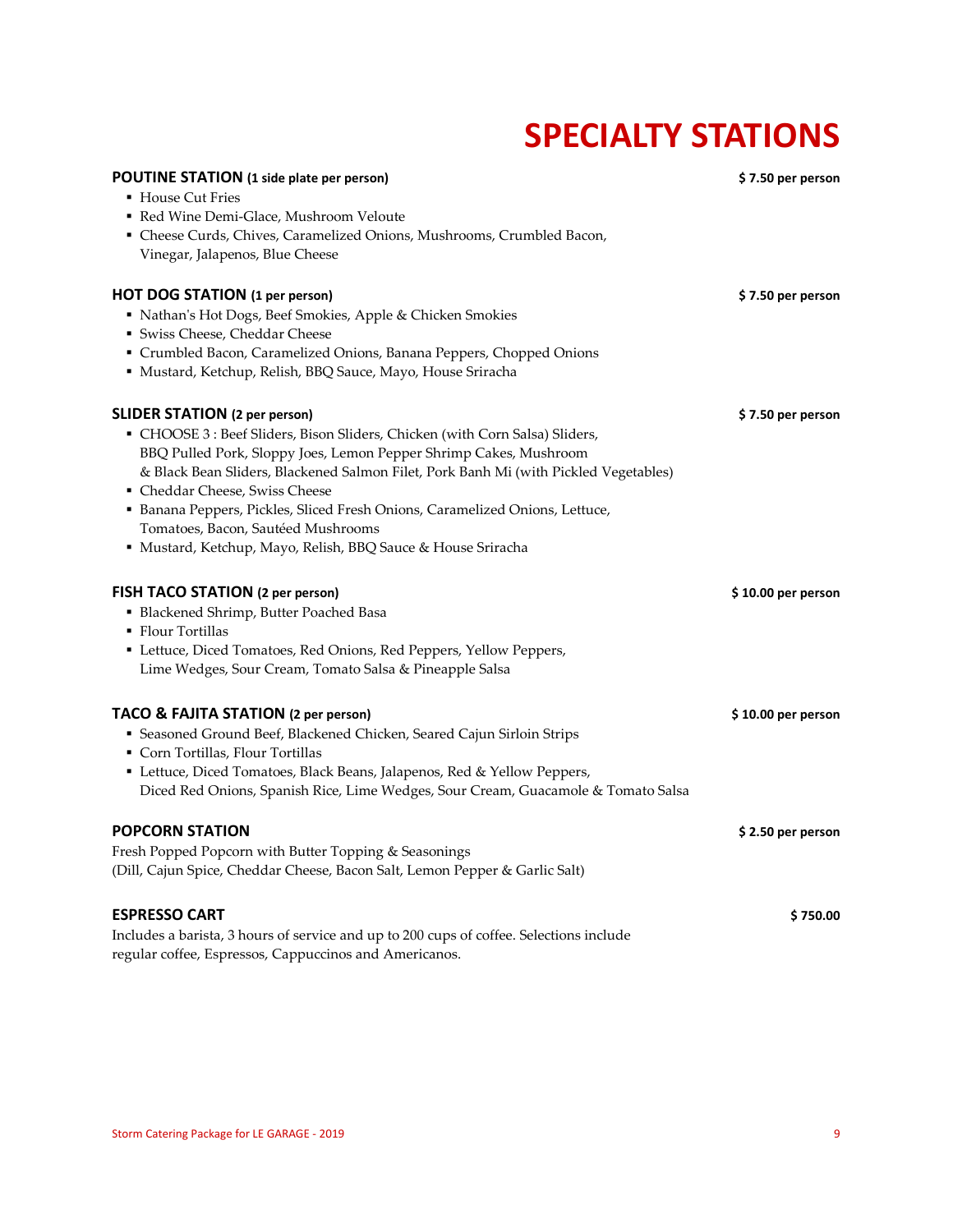# SPECIALTY STATIONS

**POUTINE STATION** **(1 side plate per person)** **$ 7.50 per person**

- House Cut Fries
- Red Wine Demi-Glace, Mushroom Veloute
- Cheese Curds, Chives, Caramelized Onions, Mushrooms, Crumbled Bacon, Vinegar, Jalapenos, Blue Cheese

**HOT DOG STATION** **(1 per person)** **$ 7.50 per person**

- Nathan's Hot Dogs, Beef Smokies, Apple & Chicken Smokies
- Swiss Cheese, Cheddar Cheese
- Crumbled Bacon, Caramelized Onions, Banana Peppers, Chopped Onions
- Mustard, Ketchup, Relish, BBQ Sauce, Mayo, House Sriracha

**SLIDER STATION** **(2 per person)** **$ 7.50 per person**

- CHOOSE 3 : Beef Sliders, Bison Sliders, Chicken (with Corn Salsa) Sliders, BBQ Pulled Pork, Sloppy Joes, Lemon Pepper Shrimp Cakes, Mushroom & Black Bean Sliders, Blackened Salmon Filet, Pork Banh Mi (with Pickled Vegetables)
- Cheddar Cheese, Swiss Cheese
- Banana Peppers, Pickles, Sliced Fresh Onions, Caramelized Onions, Lettuce, Tomatoes, Bacon, Sautéed Mushrooms
- Mustard, Ketchup, Mayo, Relish, BBQ Sauce & House Sriracha

**FISH TACO STATION** **(2 per person)** **$ 10.00 per person**

- Blackened Shrimp, Butter Poached Basa
- Flour Tortillas
- Lettuce, Diced Tomatoes, Red Onions, Red Peppers, Yellow Peppers, Lime Wedges, Sour Cream, Tomato Salsa & Pineapple Salsa

**TACO & FAJITA STATION** **(2 per person)** **$ 10.00 per person**

- Seasoned Ground Beef, Blackened Chicken, Seared Cajun Sirloin Strips
- Corn Tortillas, Flour Tortillas
- Lettuce, Diced Tomatoes, Black Beans, Jalapenos, Red & Yellow Peppers, Diced Red Onions, Spanish Rice, Lime Wedges, Sour Cream, Guacamole & Tomato Salsa

**POPCORN STATION** **$ 2.50 per person**

Fresh Popped Popcorn with Butter Topping & Seasonings
(Dill, Cajun Spice, Cheddar Cheese, Bacon Salt, Lemon Pepper & Garlic Salt)

**ESPRESSO CART** **$ 750.00**

Includes a barista, 3 hours of service and up to 200 cups of coffee. Selections include regular coffee, Espressos, Cappuccinos and Americanos.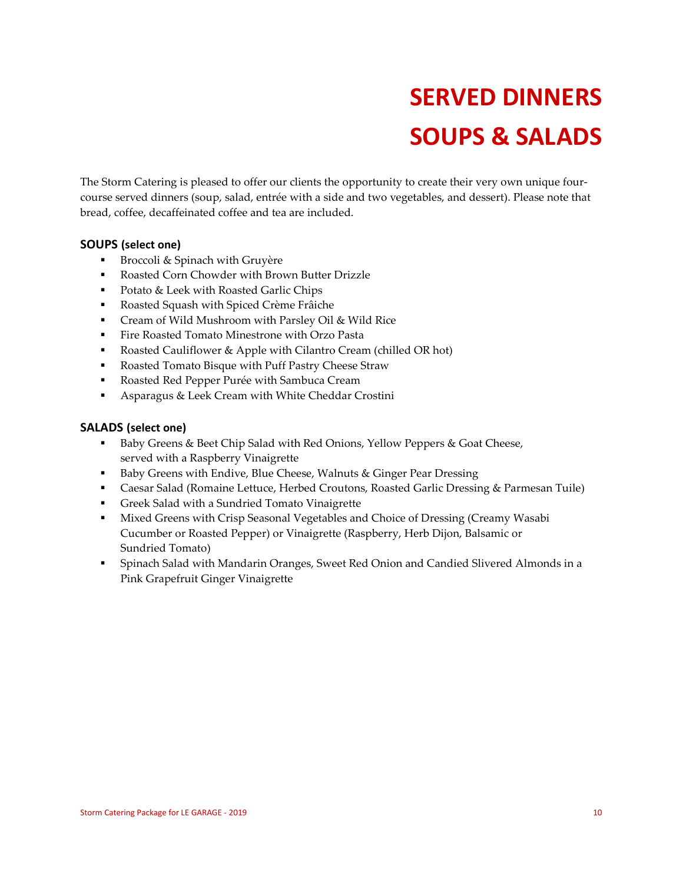# SERVED DINNERS

# SOUPS & SALADS

The Storm Catering is pleased to offer our clients the opportunity to create their very own unique four-course served dinners (soup, salad, entrée with a side and two vegetables, and dessert). Please note that bread, coffee, decaffeinated coffee and tea are included.

### SOUPS (select one)

- Broccoli & Spinach with Gruyère
- Roasted Corn Chowder with Brown Butter Drizzle
- Potato & Leek with Roasted Garlic Chips
- Roasted Squash with Spiced Crème Frâiche
- Cream of Wild Mushroom with Parsley Oil & Wild Rice
- Fire Roasted Tomato Minestrone with Orzo Pasta
- Roasted Cauliflower & Apple with Cilantro Cream (chilled OR hot)
- Roasted Tomato Bisque with Puff Pastry Cheese Straw
- Roasted Red Pepper Purée with Sambuca Cream
- Asparagus & Leek Cream with White Cheddar Crostini

### SALADS (select one)

- Baby Greens & Beet Chip Salad with Red Onions, Yellow Peppers & Goat Cheese, served with a Raspberry Vinaigrette
- Baby Greens with Endive, Blue Cheese, Walnuts & Ginger Pear Dressing
- Caesar Salad (Romaine Lettuce, Herbed Croutons, Roasted Garlic Dressing & Parmesan Tuile)
- Greek Salad with a Sundried Tomato Vinaigrette
- Mixed Greens with Crisp Seasonal Vegetables and Choice of Dressing (Creamy Wasabi Cucumber or Roasted Pepper) or Vinaigrette (Raspberry, Herb Dijon, Balsamic or Sundried Tomato)
- Spinach Salad with Mandarin Oranges, Sweet Red Onion and Candied Slivered Almonds in a Pink Grapefruit Ginger Vinaigrette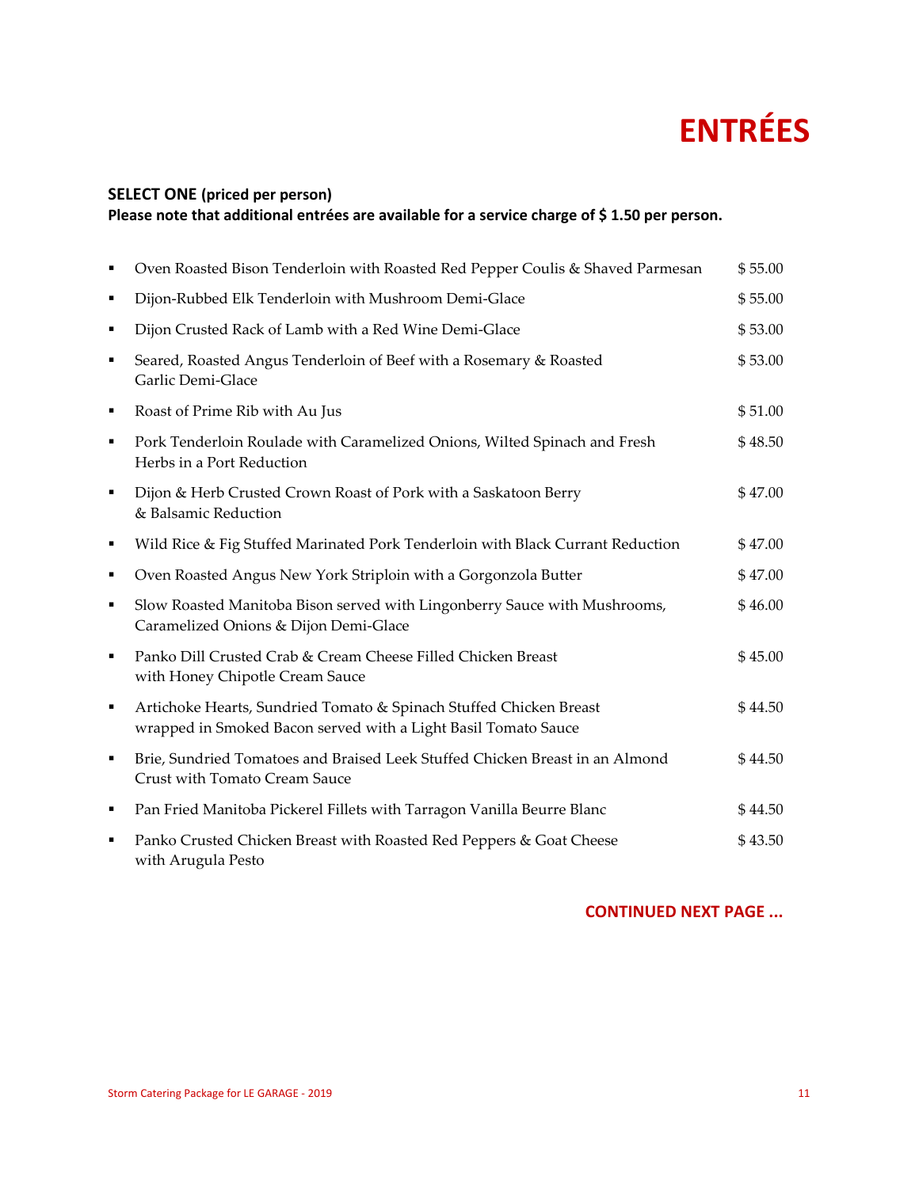# ENTRÉES

**SELECT ONE (priced per person)**
**Please note that additional entrées are available for a service charge of $ 1.50 per person.**

| Entrée | Price |
|---|---|
| Oven Roasted Bison Tenderloin with Roasted Red Pepper Coulis & Shaved Parmesan | $ 55.00 |
| Dijon-Rubbed Elk Tenderloin with Mushroom Demi-Glace | $ 55.00 |
| Dijon Crusted Rack of Lamb with a Red Wine Demi-Glace | $ 53.00 |
| Seared, Roasted Angus Tenderloin of Beef with a Rosemary & Roasted Garlic Demi-Glace | $ 53.00 |
| Roast of Prime Rib with Au Jus | $ 51.00 |
| Pork Tenderloin Roulade with Caramelized Onions, Wilted Spinach and Fresh Herbs in a Port Reduction | $ 48.50 |
| Dijon & Herb Crusted Crown Roast of Pork with a Saskatoon Berry & Balsamic Reduction | $ 47.00 |
| Wild Rice & Fig Stuffed Marinated Pork Tenderloin with Black Currant Reduction | $ 47.00 |
| Oven Roasted Angus New York Striploin with a Gorgonzola Butter | $ 47.00 |
| Slow Roasted Manitoba Bison served with Lingonberry Sauce with Mushrooms, Caramelized Onions & Dijon Demi-Glace | $ 46.00 |
| Panko Dill Crusted Crab & Cream Cheese Filled Chicken Breast with Honey Chipotle Cream Sauce | $ 45.00 |
| Artichoke Hearts, Sundried Tomato & Spinach Stuffed Chicken Breast wrapped in Smoked Bacon served with a Light Basil Tomato Sauce | $ 44.50 |
| Brie, Sundried Tomatoes and Braised Leek Stuffed Chicken Breast in an Almond Crust with Tomato Cream Sauce | $ 44.50 |
| Pan Fried Manitoba Pickerel Fillets with Tarragon Vanilla Beurre Blanc | $ 44.50 |
| Panko Crusted Chicken Breast with Roasted Red Peppers & Goat Cheese with Arugula Pesto | $ 43.50 |

**CONTINUED NEXT PAGE ...**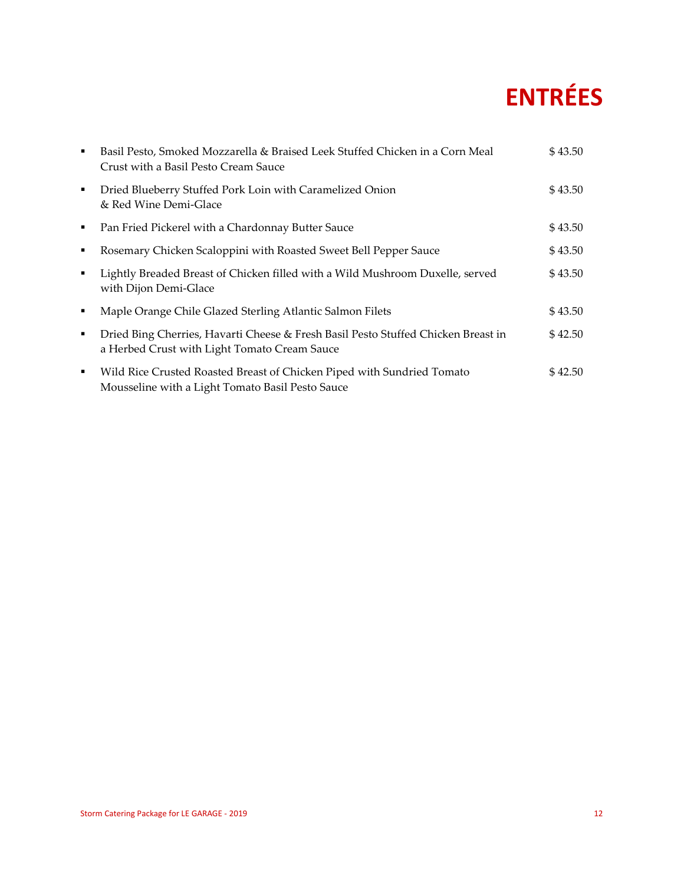# ENTRÉES

- Basil Pesto, Smoked Mozzarella & Braised Leek Stuffed Chicken in a Corn Meal Crust with a Basil Pesto Cream Sauce — $ 43.50
- Dried Blueberry Stuffed Pork Loin with Caramelized Onion & Red Wine Demi-Glace — $ 43.50
- Pan Fried Pickerel with a Chardonnay Butter Sauce — $ 43.50
- Rosemary Chicken Scaloppini with Roasted Sweet Bell Pepper Sauce — $ 43.50
- Lightly Breaded Breast of Chicken filled with a Wild Mushroom Duxelle, served with Dijon Demi-Glace — $ 43.50
- Maple Orange Chile Glazed Sterling Atlantic Salmon Filets — $ 43.50
- Dried Bing Cherries, Havarti Cheese & Fresh Basil Pesto Stuffed Chicken Breast in a Herbed Crust with Light Tomato Cream Sauce — $ 42.50
- Wild Rice Crusted Roasted Breast of Chicken Piped with Sundried Tomato Mousseline with a Light Tomato Basil Pesto Sauce — $ 42.50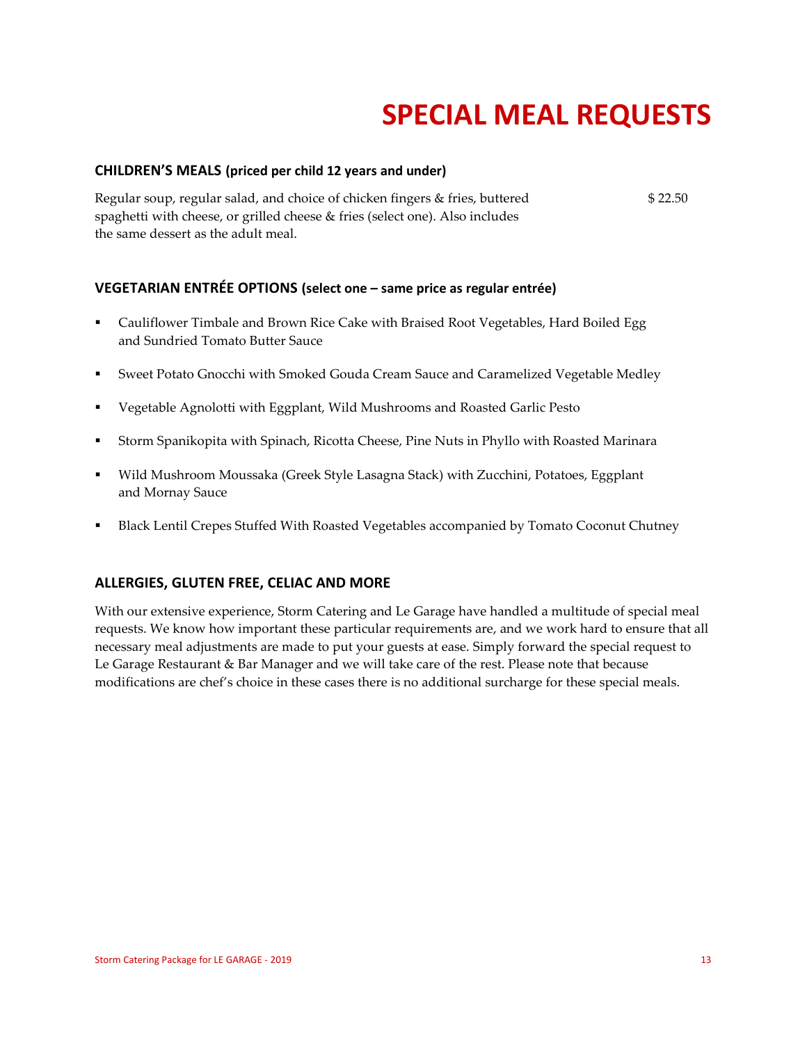# SPECIAL MEAL REQUESTS

### CHILDREN'S MEALS (priced per child 12 years and under)

Regular soup, regular salad, and choice of chicken fingers & fries, buttered spaghetti with cheese, or grilled cheese & fries (select one). Also includes the same dessert as the adult meal. $ 22.50

### VEGETARIAN ENTRÉE OPTIONS (select one – same price as regular entrée)

- Cauliflower Timbale and Brown Rice Cake with Braised Root Vegetables, Hard Boiled Egg and Sundried Tomato Butter Sauce
- Sweet Potato Gnocchi with Smoked Gouda Cream Sauce and Caramelized Vegetable Medley
- Vegetable Agnolotti with Eggplant, Wild Mushrooms and Roasted Garlic Pesto
- Storm Spanikopita with Spinach, Ricotta Cheese, Pine Nuts in Phyllo with Roasted Marinara
- Wild Mushroom Moussaka (Greek Style Lasagna Stack) with Zucchini, Potatoes, Eggplant and Mornay Sauce
- Black Lentil Crepes Stuffed With Roasted Vegetables accompanied by Tomato Coconut Chutney

### ALLERGIES, GLUTEN FREE, CELIAC AND MORE

With our extensive experience, Storm Catering and Le Garage have handled a multitude of special meal requests. We know how important these particular requirements are, and we work hard to ensure that all necessary meal adjustments are made to put your guests at ease. Simply forward the special request to Le Garage Restaurant & Bar Manager and we will take care of the rest. Please note that because modifications are chef's choice in these cases there is no additional surcharge for these special meals.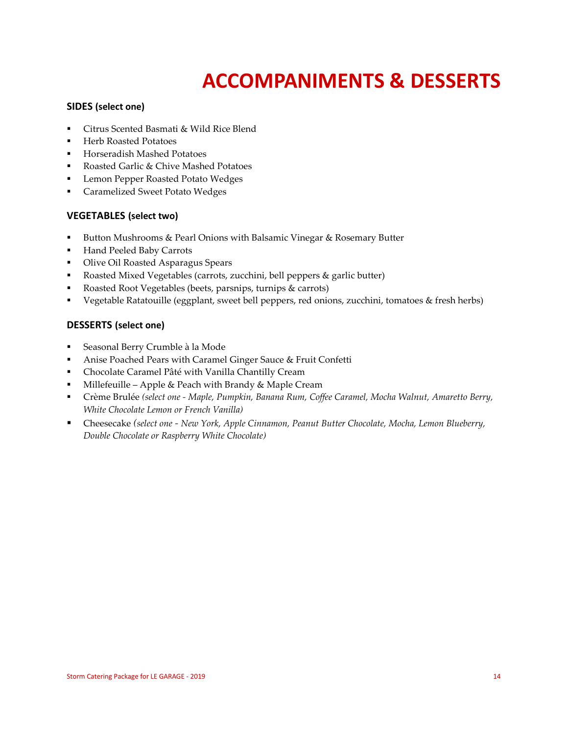# ACCOMPANIMENTS & DESSERTS

### SIDES (select one)

- Citrus Scented Basmati & Wild Rice Blend
- Herb Roasted Potatoes
- Horseradish Mashed Potatoes
- Roasted Garlic & Chive Mashed Potatoes
- Lemon Pepper Roasted Potato Wedges
- Caramelized Sweet Potato Wedges

### VEGETABLES (select two)

- Button Mushrooms & Pearl Onions with Balsamic Vinegar & Rosemary Butter
- Hand Peeled Baby Carrots
- Olive Oil Roasted Asparagus Spears
- Roasted Mixed Vegetables (carrots, zucchini, bell peppers & garlic butter)
- Roasted Root Vegetables (beets, parsnips, turnips & carrots)
- Vegetable Ratatouille (eggplant, sweet bell peppers, red onions, zucchini, tomatoes & fresh herbs)

### DESSERTS (select one)

- Seasonal Berry Crumble à la Mode
- Anise Poached Pears with Caramel Ginger Sauce & Fruit Confetti
- Chocolate Caramel Pâté with Vanilla Chantilly Cream
- Millefeuille – Apple & Peach with Brandy & Maple Cream
- Crème Brulée *(select one - Maple, Pumpkin, Banana Rum, Coffee Caramel, Mocha Walnut, Amaretto Berry, White Chocolate Lemon or French Vanilla)*
- Cheesecake *(select one - New York, Apple Cinnamon, Peanut Butter Chocolate, Mocha, Lemon Blueberry, Double Chocolate or Raspberry White Chocolate)*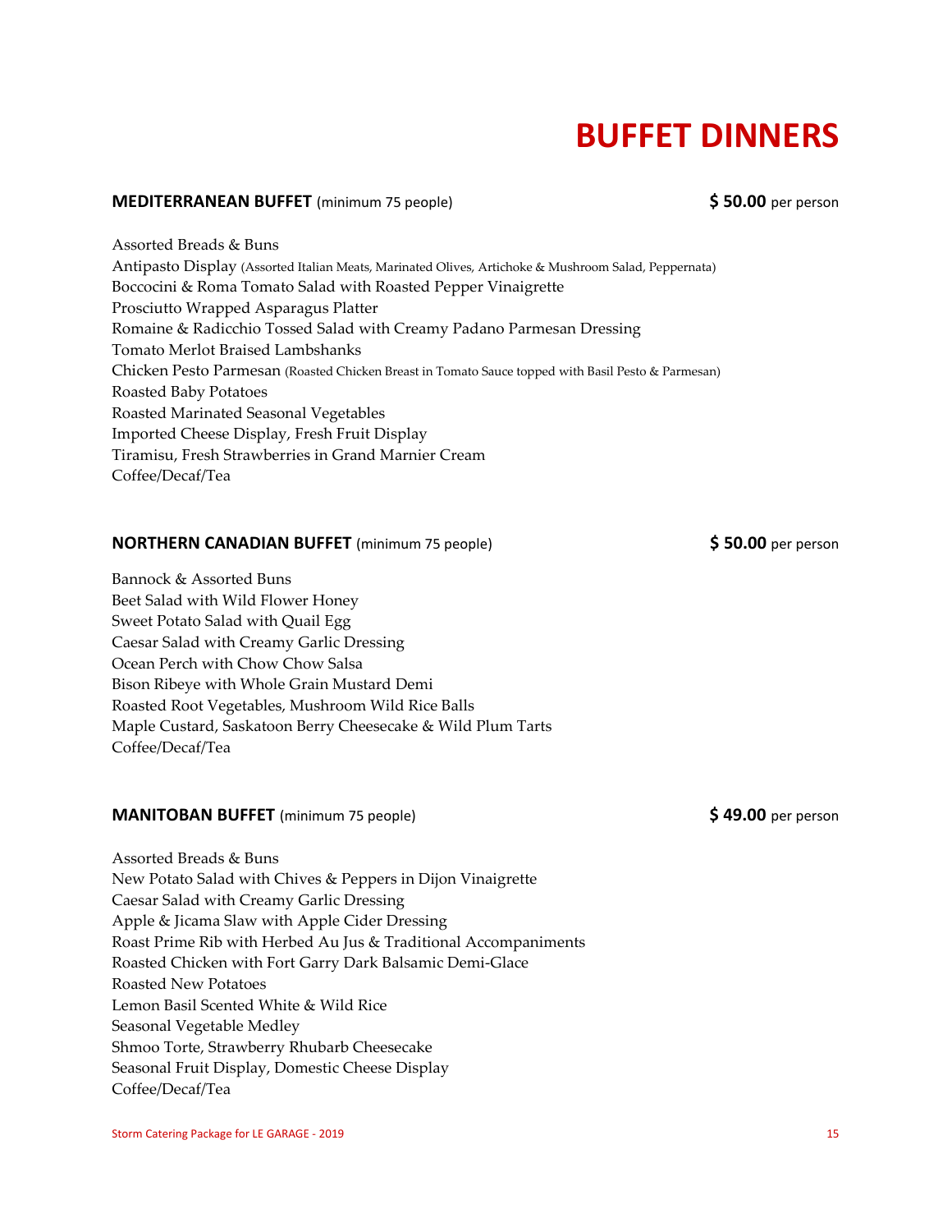# BUFFET DINNERS

**MEDITERRANEAN BUFFET** (minimum 75 people) **$ 50.00** per person

Assorted Breads & Buns
Antipasto Display (Assorted Italian Meats, Marinated Olives, Artichoke & Mushroom Salad, Peppernata)
Boccocini & Roma Tomato Salad with Roasted Pepper Vinaigrette
Prosciutto Wrapped Asparagus Platter
Romaine & Radicchio Tossed Salad with Creamy Padano Parmesan Dressing
Tomato Merlot Braised Lambshanks
Chicken Pesto Parmesan (Roasted Chicken Breast in Tomato Sauce topped with Basil Pesto & Parmesan)
Roasted Baby Potatoes
Roasted Marinated Seasonal Vegetables
Imported Cheese Display, Fresh Fruit Display
Tiramisu, Fresh Strawberries in Grand Marnier Cream
Coffee/Decaf/Tea

**NORTHERN CANADIAN BUFFET** (minimum 75 people) **$ 50.00** per person

Bannock & Assorted Buns
Beet Salad with Wild Flower Honey
Sweet Potato Salad with Quail Egg
Caesar Salad with Creamy Garlic Dressing
Ocean Perch with Chow Chow Salsa
Bison Ribeye with Whole Grain Mustard Demi
Roasted Root Vegetables, Mushroom Wild Rice Balls
Maple Custard, Saskatoon Berry Cheesecake & Wild Plum Tarts
Coffee/Decaf/Tea

**MANITOBAN BUFFET** (minimum 75 people) **$ 49.00** per person

Assorted Breads & Buns
New Potato Salad with Chives & Peppers in Dijon Vinaigrette
Caesar Salad with Creamy Garlic Dressing
Apple & Jicama Slaw with Apple Cider Dressing
Roast Prime Rib with Herbed Au Jus & Traditional Accompaniments
Roasted Chicken with Fort Garry Dark Balsamic Demi-Glace
Roasted New Potatoes
Lemon Basil Scented White & Wild Rice
Seasonal Vegetable Medley
Shmoo Torte, Strawberry Rhubarb Cheesecake
Seasonal Fruit Display, Domestic Cheese Display
Coffee/Decaf/Tea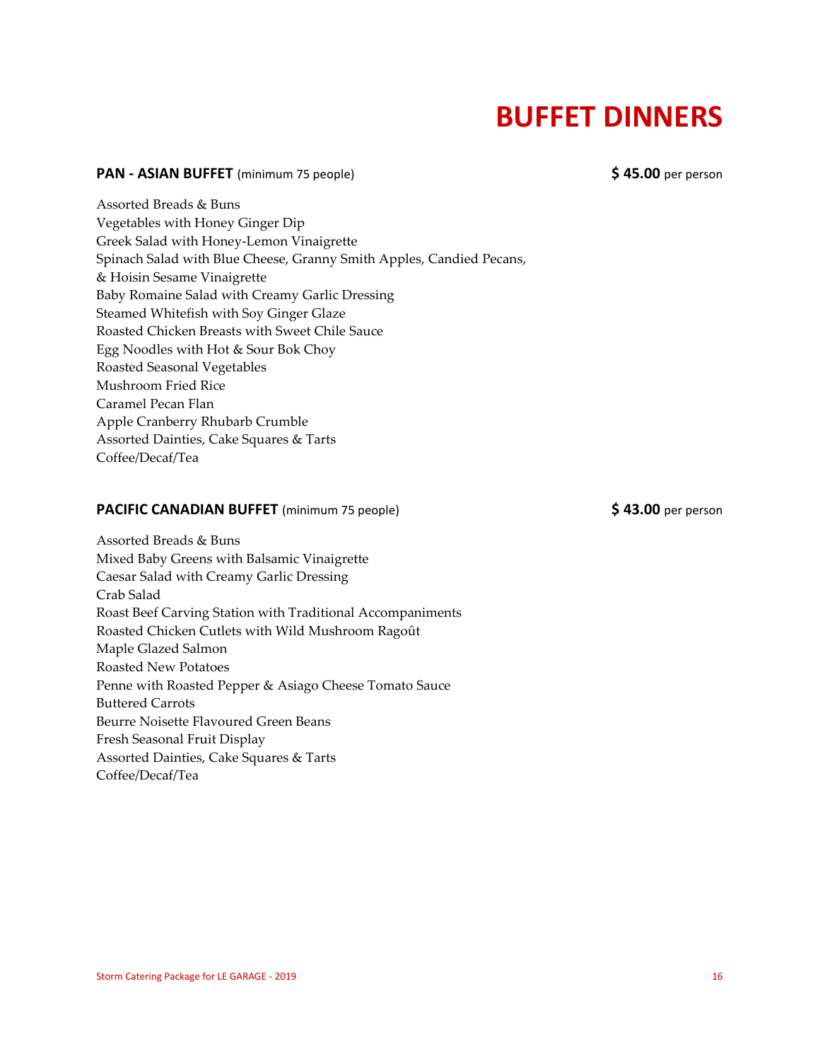# BUFFET DINNERS

**PAN - ASIAN BUFFET** (minimum 75 people) **$ 45.00** per person

Assorted Breads & Buns
Vegetables with Honey Ginger Dip
Greek Salad with Honey-Lemon Vinaigrette
Spinach Salad with Blue Cheese, Granny Smith Apples, Candied Pecans, & Hoisin Sesame Vinaigrette
Baby Romaine Salad with Creamy Garlic Dressing
Steamed Whitefish with Soy Ginger Glaze
Roasted Chicken Breasts with Sweet Chile Sauce
Egg Noodles with Hot & Sour Bok Choy
Roasted Seasonal Vegetables
Mushroom Fried Rice
Caramel Pecan Flan
Apple Cranberry Rhubarb Crumble
Assorted Dainties, Cake Squares & Tarts
Coffee/Decaf/Tea

**PACIFIC CANADIAN BUFFET** (minimum 75 people) **$ 43.00** per person

Assorted Breads & Buns
Mixed Baby Greens with Balsamic Vinaigrette
Caesar Salad with Creamy Garlic Dressing
Crab Salad
Roast Beef Carving Station with Traditional Accompaniments
Roasted Chicken Cutlets with Wild Mushroom Ragoût
Maple Glazed Salmon
Roasted New Potatoes
Penne with Roasted Pepper & Asiago Cheese Tomato Sauce
Buttered Carrots
Beurre Noisette Flavoured Green Beans
Fresh Seasonal Fruit Display
Assorted Dainties, Cake Squares & Tarts
Coffee/Decaf/Tea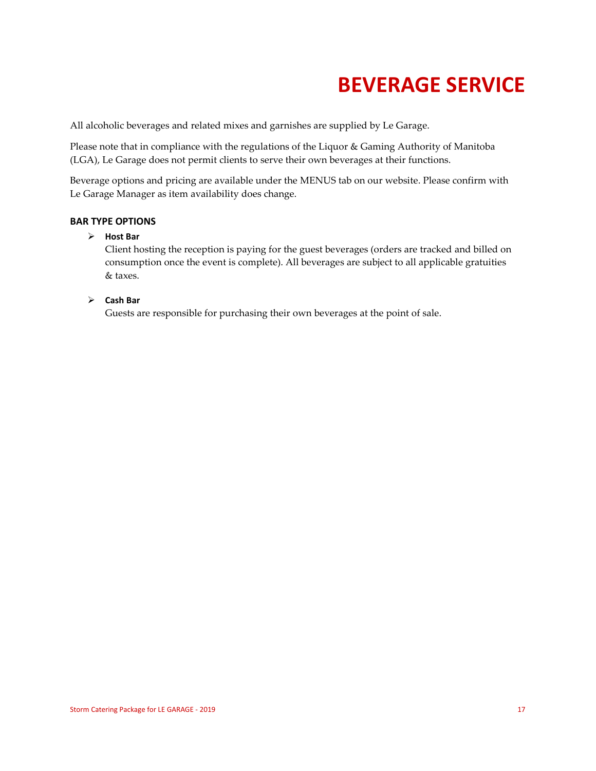# BEVERAGE SERVICE

All alcoholic beverages and related mixes and garnishes are supplied by Le Garage.

Please note that in compliance with the regulations of the Liquor & Gaming Authority of Manitoba (LGA), Le Garage does not permit clients to serve their own beverages at their functions.

Beverage options and pricing are available under the MENUS tab on our website. Please confirm with Le Garage Manager as item availability does change.

### BAR TYPE OPTIONS

- **Host Bar**
  Client hosting the reception is paying for the guest beverages (orders are tracked and billed on consumption once the event is complete). All beverages are subject to all applicable gratuities & taxes.

- **Cash Bar**
  Guests are responsible for purchasing their own beverages at the point of sale.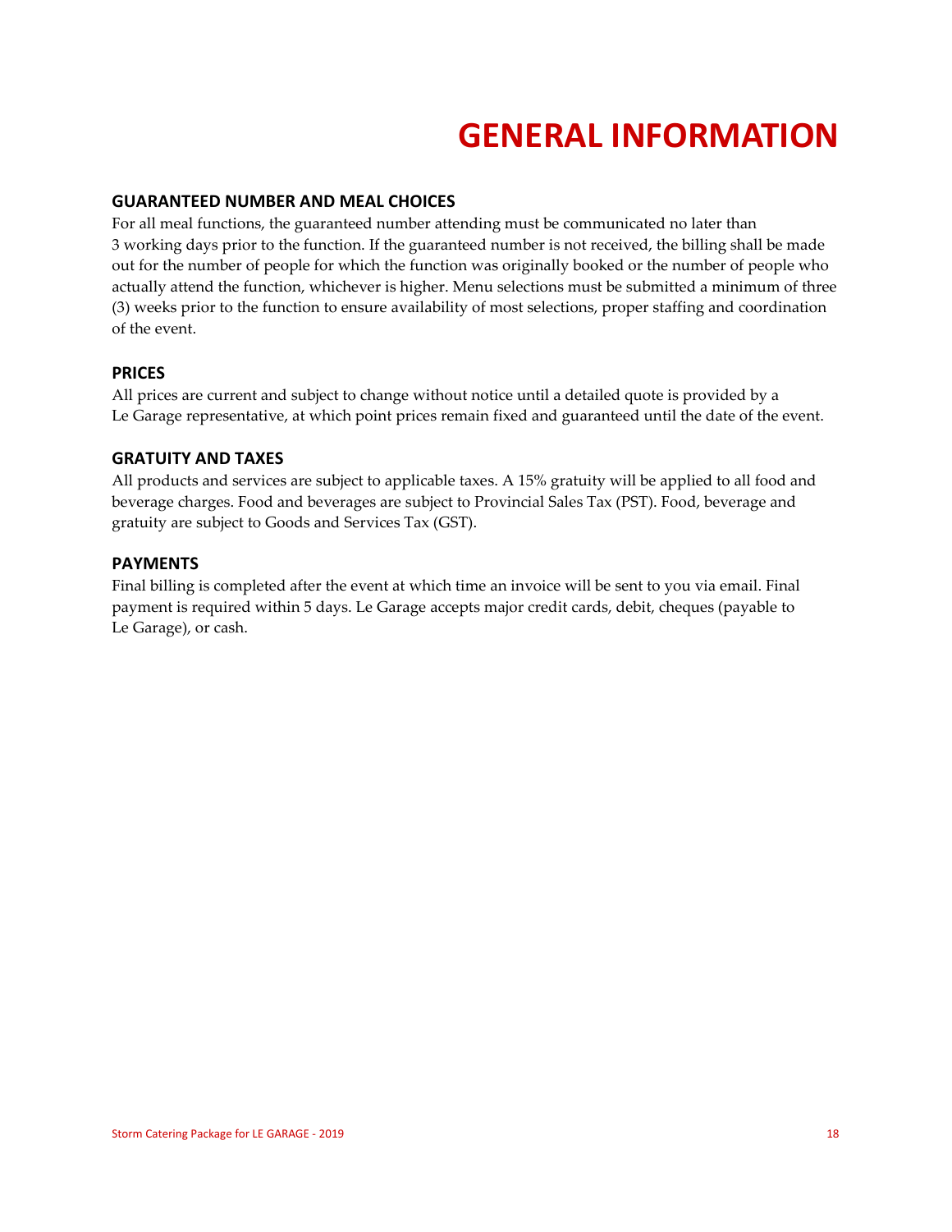# GENERAL INFORMATION

## GUARANTEED NUMBER AND MEAL CHOICES

For all meal functions, the guaranteed number attending must be communicated no later than 3 working days prior to the function. If the guaranteed number is not received, the billing shall be made out for the number of people for which the function was originally booked or the number of people who actually attend the function, whichever is higher. Menu selections must be submitted a minimum of three (3) weeks prior to the function to ensure availability of most selections, proper staffing and coordination of the event.

## PRICES

All prices are current and subject to change without notice until a detailed quote is provided by a Le Garage representative, at which point prices remain fixed and guaranteed until the date of the event.

## GRATUITY AND TAXES

All products and services are subject to applicable taxes. A 15% gratuity will be applied to all food and beverage charges. Food and beverages are subject to Provincial Sales Tax (PST). Food, beverage and gratuity are subject to Goods and Services Tax (GST).

## PAYMENTS

Final billing is completed after the event at which time an invoice will be sent to you via email. Final payment is required within 5 days. Le Garage accepts major credit cards, debit, cheques (payable to Le Garage), or cash.